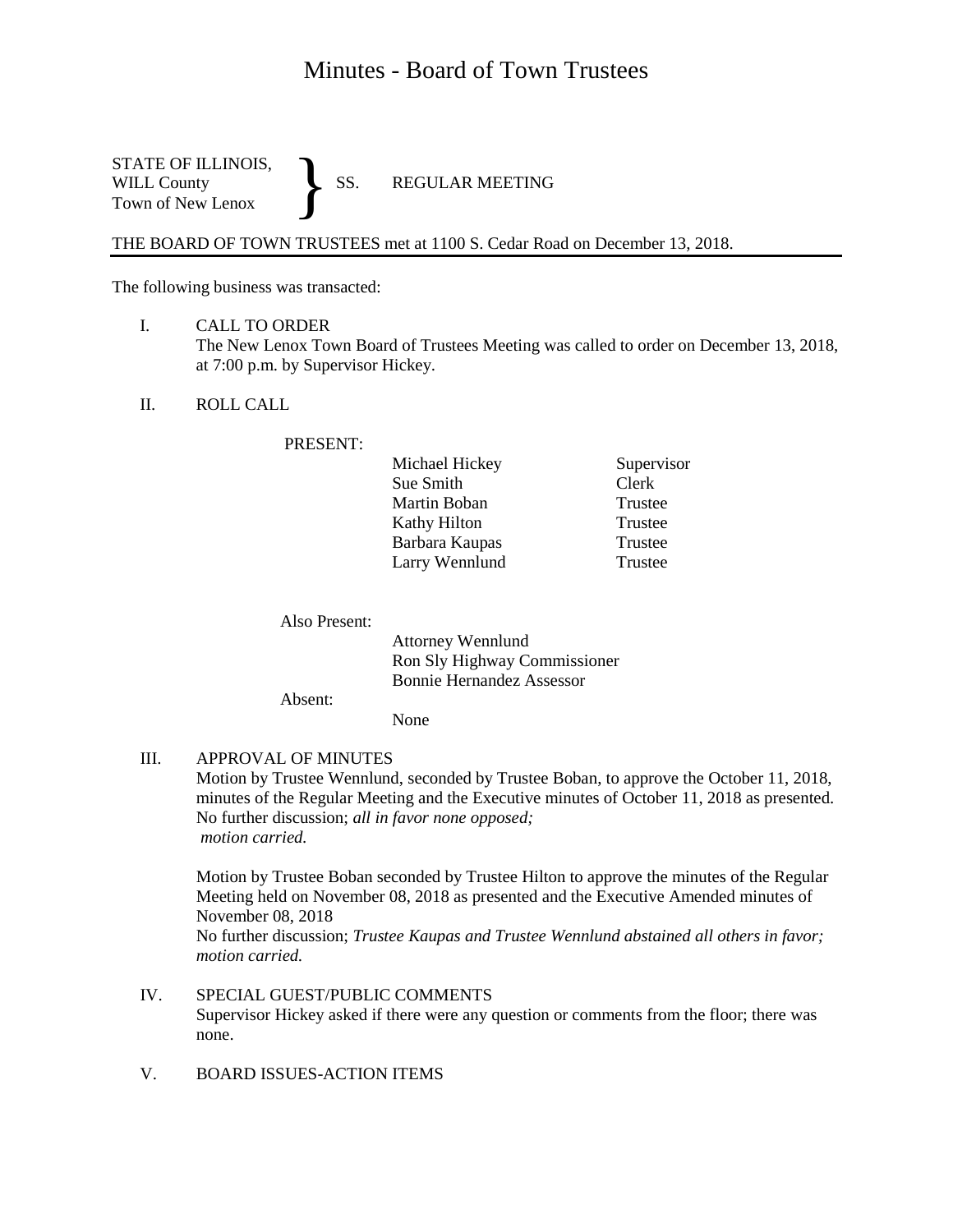# Minutes - Board of Town Trustees

STATE OF ILLINOIS,
WILL County } SS. REGULAR MEETING
Town of New Lenox

THE BOARD OF TOWN TRUSTEES met at 1100 S. Cedar Road on December 13, 2018.

---

The following business was transacted:

I. CALL TO ORDER
The New Lenox Town Board of Trustees Meeting was called to order on December 13, 2018, at 7:00 p.m. by Supervisor Hickey.

II. ROLL CALL

PRESENT:

| | |
|---|---|
| Michael Hickey | Supervisor |
| Sue Smith | Clerk |
| Martin Boban | Trustee |
| Kathy Hilton | Trustee |
| Barbara Kaupas | Trustee |
| Larry Wennlund | Trustee |

Also Present:
Attorney Wennlund
Ron Sly Highway Commissioner
Bonnie Hernandez Assessor

Absent:
None

III. APPROVAL OF MINUTES
Motion by Trustee Wennlund, seconded by Trustee Boban, to approve the October 11, 2018, minutes of the Regular Meeting and the Executive minutes of October 11, 2018 as presented. No further discussion; *all in favor none opposed; motion carried.*

Motion by Trustee Boban seconded by Trustee Hilton to approve the minutes of the Regular Meeting held on November 08, 2018 as presented and the Executive Amended minutes of November 08, 2018
No further discussion; *Trustee Kaupas and Trustee Wennlund abstained all others in favor; motion carried.*

IV. SPECIAL GUEST/PUBLIC COMMENTS
Supervisor Hickey asked if there were any question or comments from the floor; there was none.

V. BOARD ISSUES-ACTION ITEMS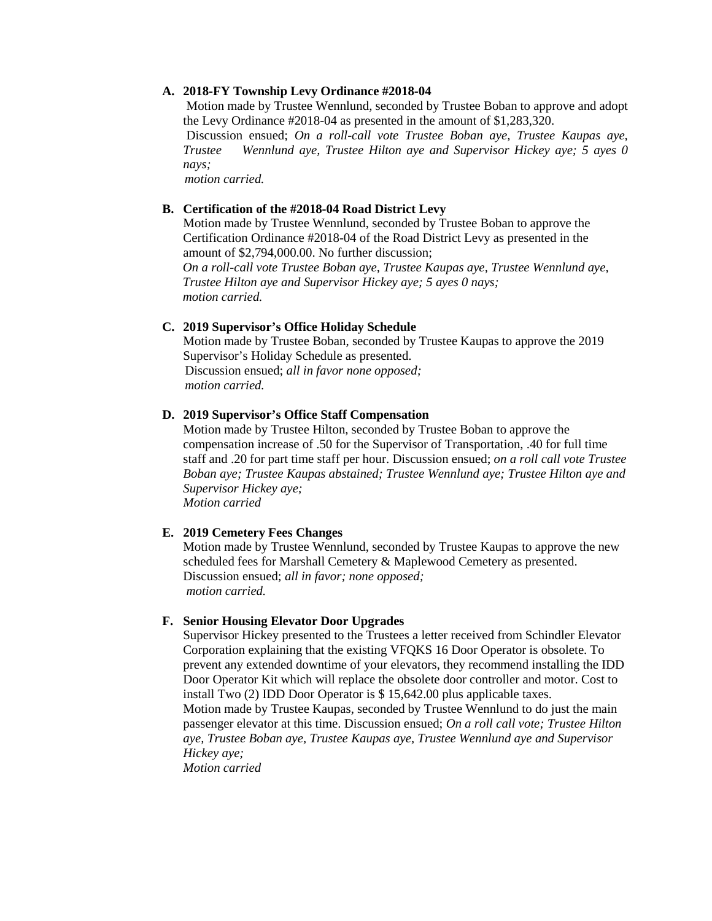A. **2018-FY Township Levy Ordinance #2018-04**
Motion made by Trustee Wennlund, seconded by Trustee Boban to approve and adopt the Levy Ordinance #2018-04 as presented in the amount of $1,283,320.
Discussion ensued; *On a roll-call vote Trustee Boban aye, Trustee Kaupas aye, Trustee Wennlund aye, Trustee Hilton aye and Supervisor Hickey aye; 5 ayes 0 nays;*
*motion carried.*

B. **Certification of the #2018-04 Road District Levy**
Motion made by Trustee Wennlund, seconded by Trustee Boban to approve the Certification Ordinance #2018-04 of the Road District Levy as presented in the amount of $2,794,000.00. No further discussion;
*On a roll-call vote Trustee Boban aye, Trustee Kaupas aye, Trustee Wennlund aye, Trustee Hilton aye and Supervisor Hickey aye; 5 ayes 0 nays;*
*motion carried.*

C. **2019 Supervisor's Office Holiday Schedule**
Motion made by Trustee Boban, seconded by Trustee Kaupas to approve the 2019 Supervisor's Holiday Schedule as presented.
Discussion ensued; *all in favor none opposed;*
*motion carried.*

D. **2019 Supervisor's Office Staff Compensation**
Motion made by Trustee Hilton, seconded by Trustee Boban to approve the compensation increase of .50 for the Supervisor of Transportation, .40 for full time staff and .20 for part time staff per hour. Discussion ensued; *on a roll call vote Trustee Boban aye; Trustee Kaupas abstained; Trustee Wennlund aye; Trustee Hilton aye and Supervisor Hickey aye;*
*Motion carried*

E. **2019 Cemetery Fees Changes**
Motion made by Trustee Wennlund, seconded by Trustee Kaupas to approve the new scheduled fees for Marshall Cemetery & Maplewood Cemetery as presented.
Discussion ensued; *all in favor; none opposed;*
*motion carried.*

F. **Senior Housing Elevator Door Upgrades**
Supervisor Hickey presented to the Trustees a letter received from Schindler Elevator Corporation explaining that the existing VFQKS 16 Door Operator is obsolete. To prevent any extended downtime of your elevators, they recommend installing the IDD Door Operator Kit which will replace the obsolete door controller and motor. Cost to install Two (2) IDD Door Operator is $ 15,642.00 plus applicable taxes.
Motion made by Trustee Kaupas, seconded by Trustee Wennlund to do just the main passenger elevator at this time. Discussion ensued; *On a roll call vote; Trustee Hilton aye, Trustee Boban aye, Trustee Kaupas aye, Trustee Wennlund aye and Supervisor Hickey aye;*
*Motion carried*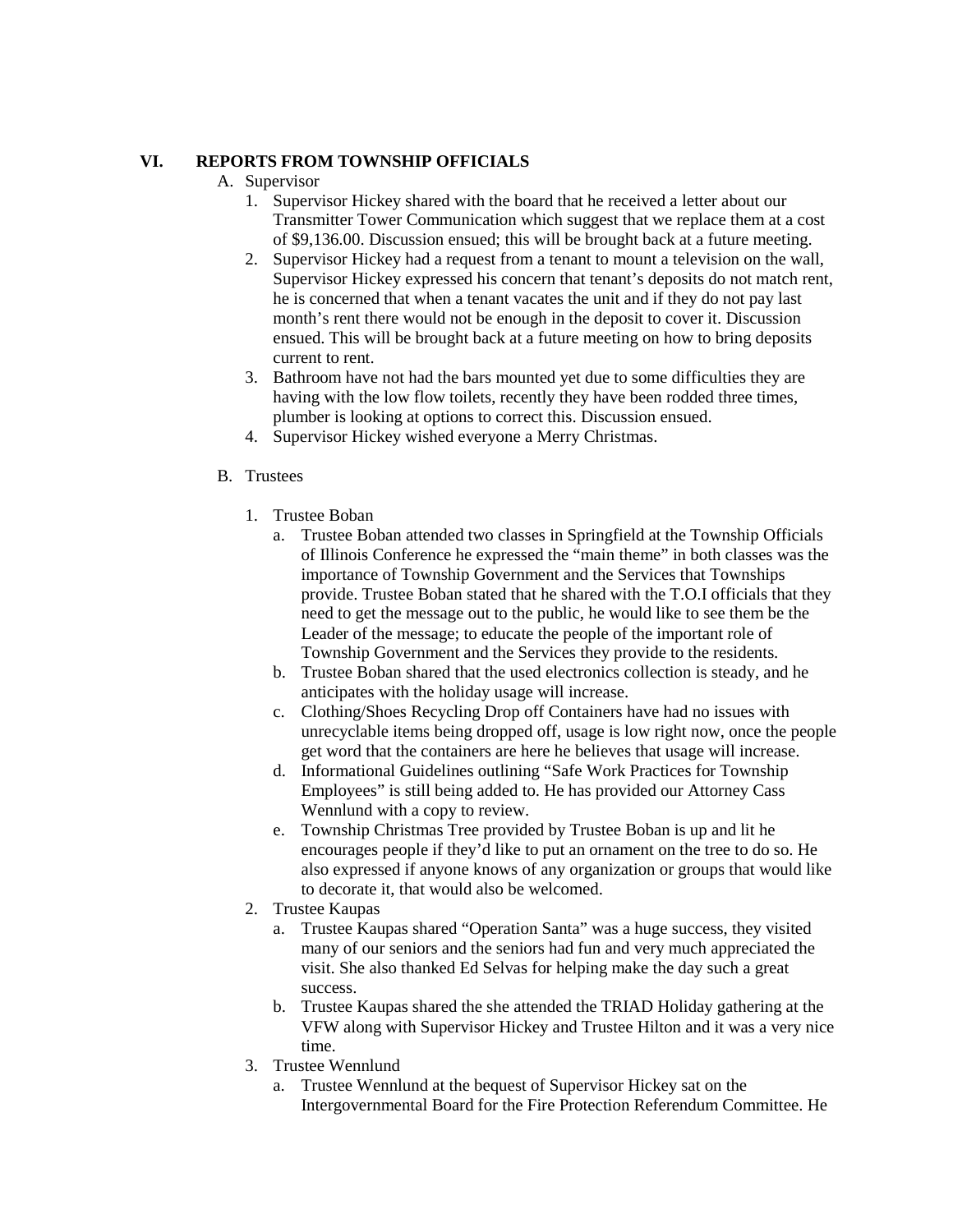## VI. REPORTS FROM TOWNSHIP OFFICIALS

A. Supervisor

1. Supervisor Hickey shared with the board that he received a letter about our Transmitter Tower Communication which suggest that we replace them at a cost of $9,136.00. Discussion ensued; this will be brought back at a future meeting.
2. Supervisor Hickey had a request from a tenant to mount a television on the wall, Supervisor Hickey expressed his concern that tenant's deposits do not match rent, he is concerned that when a tenant vacates the unit and if they do not pay last month's rent there would not be enough in the deposit to cover it. Discussion ensued. This will be brought back at a future meeting on how to bring deposits current to rent.
3. Bathroom have not had the bars mounted yet due to some difficulties they are having with the low flow toilets, recently they have been rodded three times, plumber is looking at options to correct this. Discussion ensued.
4. Supervisor Hickey wished everyone a Merry Christmas.

B. Trustees

1. Trustee Boban
   a. Trustee Boban attended two classes in Springfield at the Township Officials of Illinois Conference he expressed the "main theme" in both classes was the importance of Township Government and the Services that Townships provide. Trustee Boban stated that he shared with the T.O.I officials that they need to get the message out to the public, he would like to see them be the Leader of the message; to educate the people of the important role of Township Government and the Services they provide to the residents.
   b. Trustee Boban shared that the used electronics collection is steady, and he anticipates with the holiday usage will increase.
   c. Clothing/Shoes Recycling Drop off Containers have had no issues with unrecyclable items being dropped off, usage is low right now, once the people get word that the containers are here he believes that usage will increase.
   d. Informational Guidelines outlining "Safe Work Practices for Township Employees" is still being added to. He has provided our Attorney Cass Wennlund with a copy to review.
   e. Township Christmas Tree provided by Trustee Boban is up and lit he encourages people if they'd like to put an ornament on the tree to do so. He also expressed if anyone knows of any organization or groups that would like to decorate it, that would also be welcomed.
2. Trustee Kaupas
   a. Trustee Kaupas shared "Operation Santa" was a huge success, they visited many of our seniors and the seniors had fun and very much appreciated the visit. She also thanked Ed Selvas for helping make the day such a great success.
   b. Trustee Kaupas shared the she attended the TRIAD Holiday gathering at the VFW along with Supervisor Hickey and Trustee Hilton and it was a very nice time.
3. Trustee Wennlund
   a. Trustee Wennlund at the bequest of Supervisor Hickey sat on the Intergovernmental Board for the Fire Protection Referendum Committee. He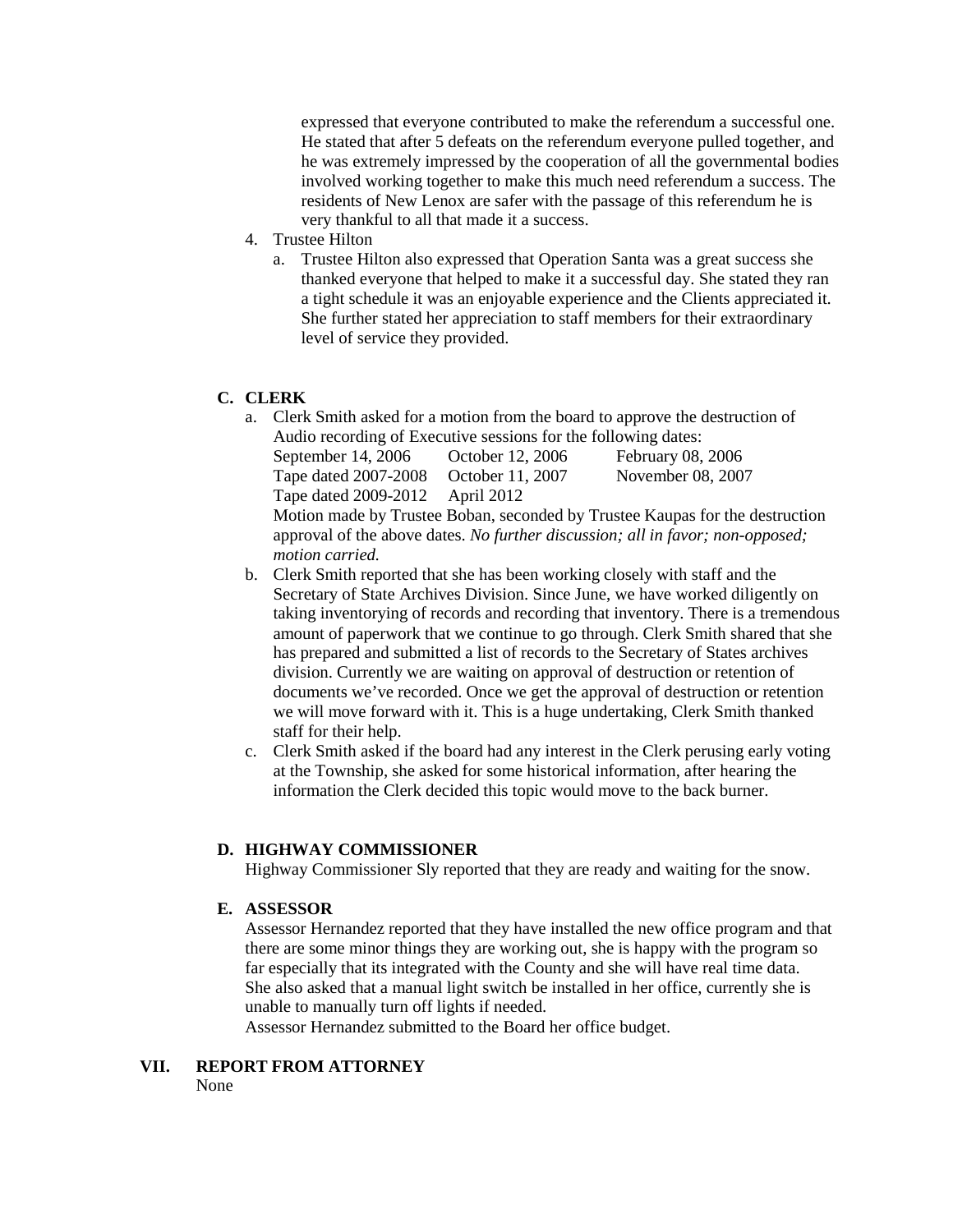expressed that everyone contributed to make the referendum a successful one. He stated that after 5 defeats on the referendum everyone pulled together, and he was extremely impressed by the cooperation of all the governmental bodies involved working together to make this much need referendum a success. The residents of New Lenox are safer with the passage of this referendum he is very thankful to all that made it a success.

4. Trustee Hilton
   a. Trustee Hilton also expressed that Operation Santa was a great success she thanked everyone that helped to make it a successful day. She stated they ran a tight schedule it was an enjoyable experience and the Clients appreciated it. She further stated her appreciation to staff members for their extraordinary level of service they provided.

**C. CLERK**

a. Clerk Smith asked for a motion from the board to approve the destruction of Audio recording of Executive sessions for the following dates:

| | | |
|---|---|---|
| September 14, 2006 | October 12, 2006 | February 08, 2006 |
| Tape dated 2007-2008 | October 11, 2007 | November 08, 2007 |
| Tape dated 2009-2012 | April 2012 | |

Motion made by Trustee Boban, seconded by Trustee Kaupas for the destruction approval of the above dates. *No further discussion; all in favor; non-opposed; motion carried.*

b. Clerk Smith reported that she has been working closely with staff and the Secretary of State Archives Division. Since June, we have worked diligently on taking inventorying of records and recording that inventory. There is a tremendous amount of paperwork that we continue to go through. Clerk Smith shared that she has prepared and submitted a list of records to the Secretary of States archives division. Currently we are waiting on approval of destruction or retention of documents we've recorded. Once we get the approval of destruction or retention we will move forward with it. This is a huge undertaking, Clerk Smith thanked staff for their help.

c. Clerk Smith asked if the board had any interest in the Clerk perusing early voting at the Township, she asked for some historical information, after hearing the information the Clerk decided this topic would move to the back burner.

**D. HIGHWAY COMMISSIONER**

Highway Commissioner Sly reported that they are ready and waiting for the snow.

**E. ASSESSOR**

Assessor Hernandez reported that they have installed the new office program and that there are some minor things they are working out, she is happy with the program so far especially that its integrated with the County and she will have real time data. She also asked that a manual light switch be installed in her office, currently she is unable to manually turn off lights if needed.

Assessor Hernandez submitted to the Board her office budget.

**VII. REPORT FROM ATTORNEY**

None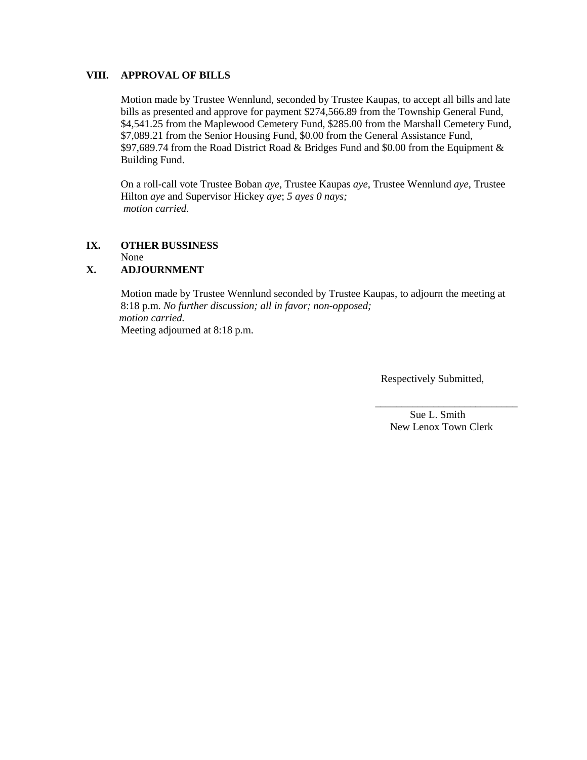## VIII. APPROVAL OF BILLS

Motion made by Trustee Wennlund, seconded by Trustee Kaupas, to accept all bills and late bills as presented and approve for payment $274,566.89 from the Township General Fund, $4,541.25 from the Maplewood Cemetery Fund, $285.00 from the Marshall Cemetery Fund, $7,089.21 from the Senior Housing Fund, $0.00 from the General Assistance Fund, $97,689.74 from the Road District Road & Bridges Fund and $0.00 from the Equipment & Building Fund.

On a roll-call vote Trustee Boban *aye*, Trustee Kaupas *aye*, Trustee Wennlund *aye*, Trustee Hilton *aye* and Supervisor Hickey *aye*; *5 ayes 0 nays; motion carried*.

## IX. OTHER BUSSINESS

None

## X. ADJOURNMENT

Motion made by Trustee Wennlund seconded by Trustee Kaupas, to adjourn the meeting at 8:18 p.m. *No further discussion; all in favor; non-opposed; motion carried.*

Meeting adjourned at 8:18 p.m.

Respectively Submitted,

\_\_\_\_\_\_\_\_\_\_\_\_\_\_\_\_\_\_\_\_\_\_\_\_\_\_\_

Sue L. Smith
New Lenox Town Clerk